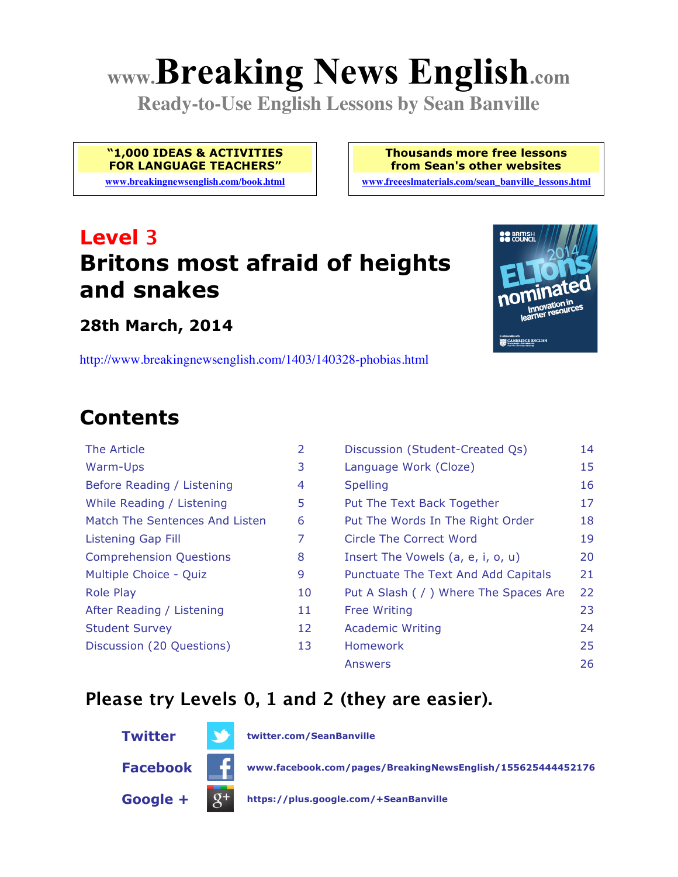# www.Breaking News English.com

**Ready-to-Use English Lessons by Sean Banville**

**"1,000 IDEAS & ACTIVITIES FOR LANGUAGE TEACHERS"**
www.breakingnewsenglish.com/book.html

**Thousands more free lessons from Sean's other websites**
www.freeeslmaterials.com/sean_banville_lessons.html

## Level 3

## Britons most afraid of heights and snakes

### 28th March, 2014

http://www.breakingnewsenglish.com/1403/140328-phobias.html

## Contents

| | | | |
|---|---|---|---|
| The Article | 2 | Discussion (Student-Created Qs) | 14 |
| Warm-Ups | 3 | Language Work (Cloze) | 15 |
| Before Reading / Listening | 4 | Spelling | 16 |
| While Reading / Listening | 5 | Put The Text Back Together | 17 |
| Match The Sentences And Listen | 6 | Put The Words In The Right Order | 18 |
| Listening Gap Fill | 7 | Circle The Correct Word | 19 |
| Comprehension Questions | 8 | Insert The Vowels (a, e, i, o, u) | 20 |
| Multiple Choice - Quiz | 9 | Punctuate The Text And Add Capitals | 21 |
| Role Play | 10 | Put A Slash ( / ) Where The Spaces Are | 22 |
| After Reading / Listening | 11 | Free Writing | 23 |
| Student Survey | 12 | Academic Writing | 24 |
| Discussion (20 Questions) | 13 | Homework | 25 |
| | | Answers | 26 |

### Please try Levels 0, 1 and 2 (they are easier).

**Twitter** twitter.com/SeanBanville

**Facebook** www.facebook.com/pages/BreakingNewsEnglish/155625444452176

**Google +** https://plus.google.com/+SeanBanville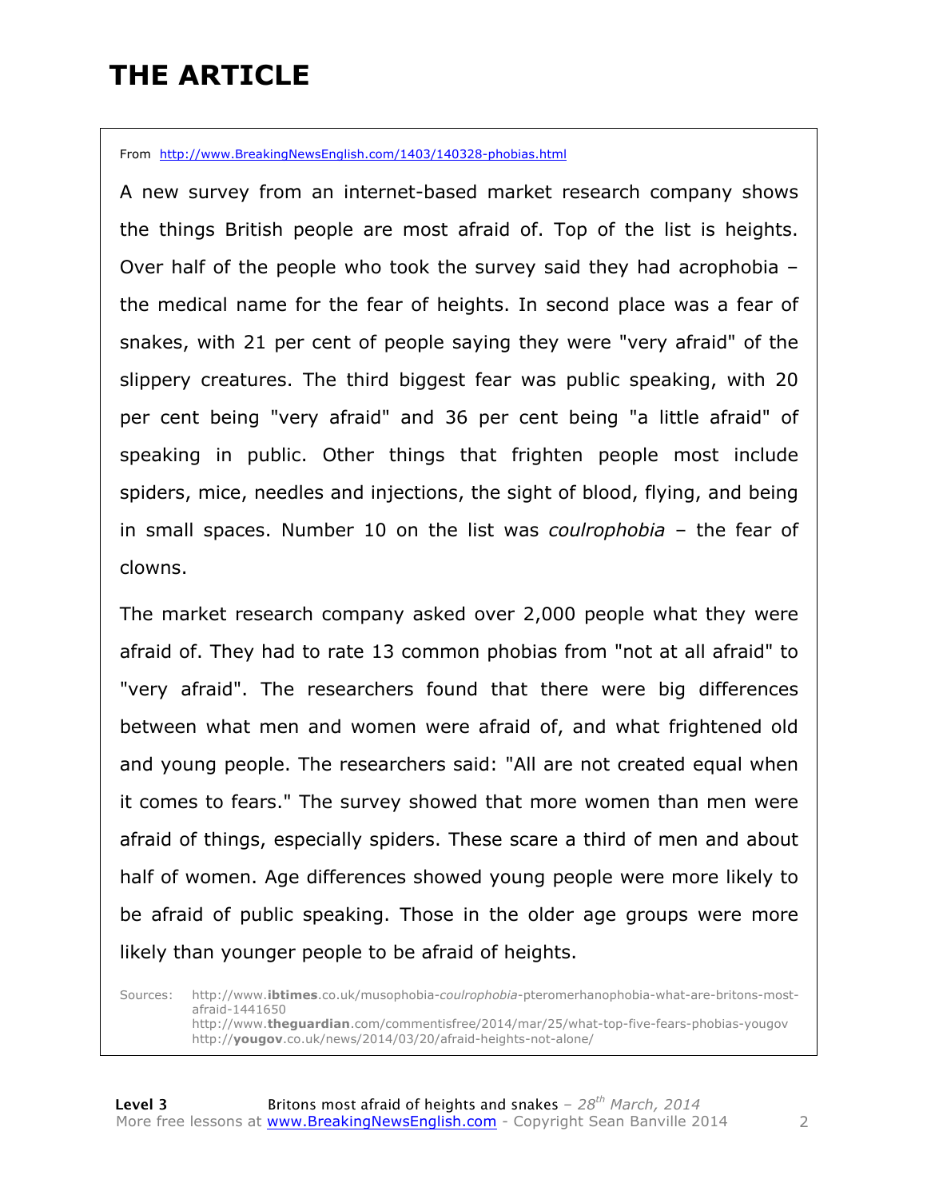# THE ARTICLE

From http://www.BreakingNewsEnglish.com/1403/140328-phobias.html

A new survey from an internet-based market research company shows the things British people are most afraid of. Top of the list is heights. Over half of the people who took the survey said they had acrophobia – the medical name for the fear of heights. In second place was a fear of snakes, with 21 per cent of people saying they were "very afraid" of the slippery creatures. The third biggest fear was public speaking, with 20 per cent being "very afraid" and 36 per cent being "a little afraid" of speaking in public. Other things that frighten people most include spiders, mice, needles and injections, the sight of blood, flying, and being in small spaces. Number 10 on the list was *coulrophobia* – the fear of clowns.

The market research company asked over 2,000 people what they were afraid of. They had to rate 13 common phobias from "not at all afraid" to "very afraid". The researchers found that there were big differences between what men and women were afraid of, and what frightened old and young people. The researchers said: "All are not created equal when it comes to fears." The survey showed that more women than men were afraid of things, especially spiders. These scare a third of men and about half of women. Age differences showed young people were more likely to be afraid of public speaking. Those in the older age groups were more likely than younger people to be afraid of heights.

Sources:
http://www.**ibtimes**.co.uk/musophobia-*coulrophobia*-pteromerhanophobia-what-are-britons-most-afraid-1441650
http://www.**theguardian**.com/commentisfree/2014/mar/25/what-top-five-fears-phobias-yougov
http://**yougov**.co.uk/news/2014/03/20/afraid-heights-not-alone/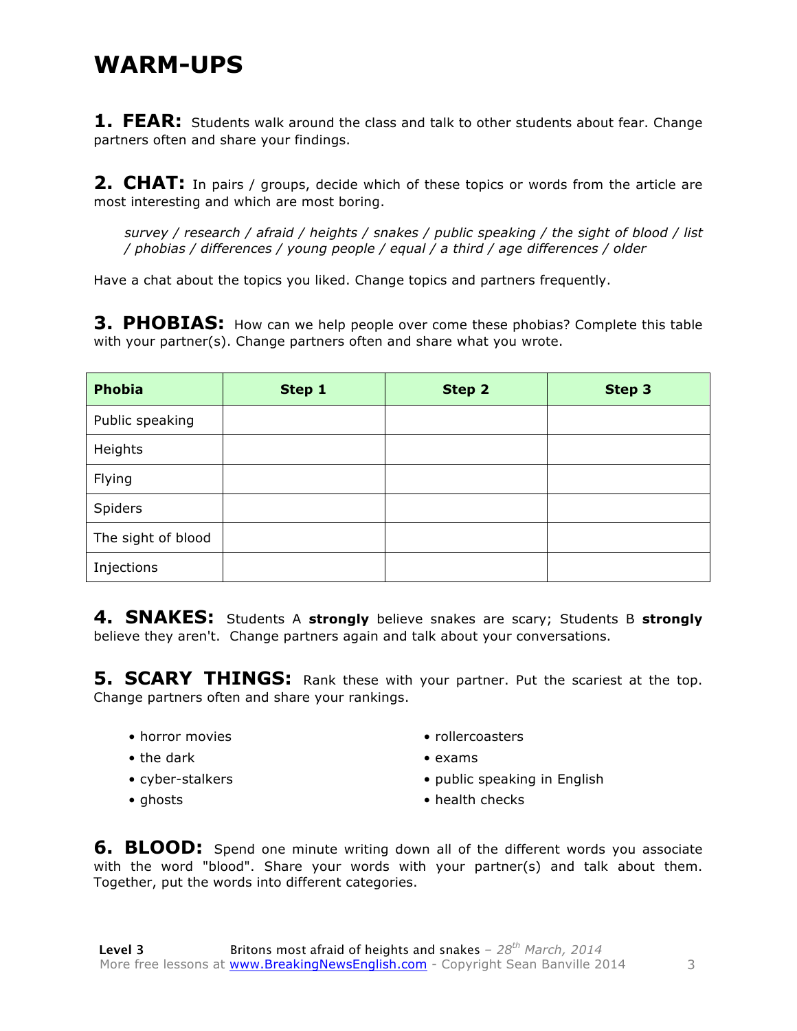# WARM-UPS

**1. FEAR:** Students walk around the class and talk to other students about fear. Change partners often and share your findings.

**2. CHAT:** In pairs / groups, decide which of these topics or words from the article are most interesting and which are most boring.

> *survey / research / afraid / heights / snakes / public speaking / the sight of blood / list / phobias / differences / young people / equal / a third / age differences / older*

Have a chat about the topics you liked. Change topics and partners frequently.

**3. PHOBIAS:** How can we help people over come these phobias? Complete this table with your partner(s). Change partners often and share what you wrote.

| Phobia | Step 1 | Step 2 | Step 3 |
|---|---|---|---|
| Public speaking | | | |
| Heights | | | |
| Flying | | | |
| Spiders | | | |
| The sight of blood | | | |
| Injections | | | |

**4. SNAKES:** Students A **strongly** believe snakes are scary; Students B **strongly** believe they aren't. Change partners again and talk about your conversations.

**5. SCARY THINGS:** Rank these with your partner. Put the scariest at the top. Change partners often and share your rankings.

- horror movies
- the dark
- cyber-stalkers
- ghosts
- rollercoasters
- exams
- public speaking in English
- health checks

**6. BLOOD:** Spend one minute writing down all of the different words you associate with the word "blood". Share your words with your partner(s) and talk about them. Together, put the words into different categories.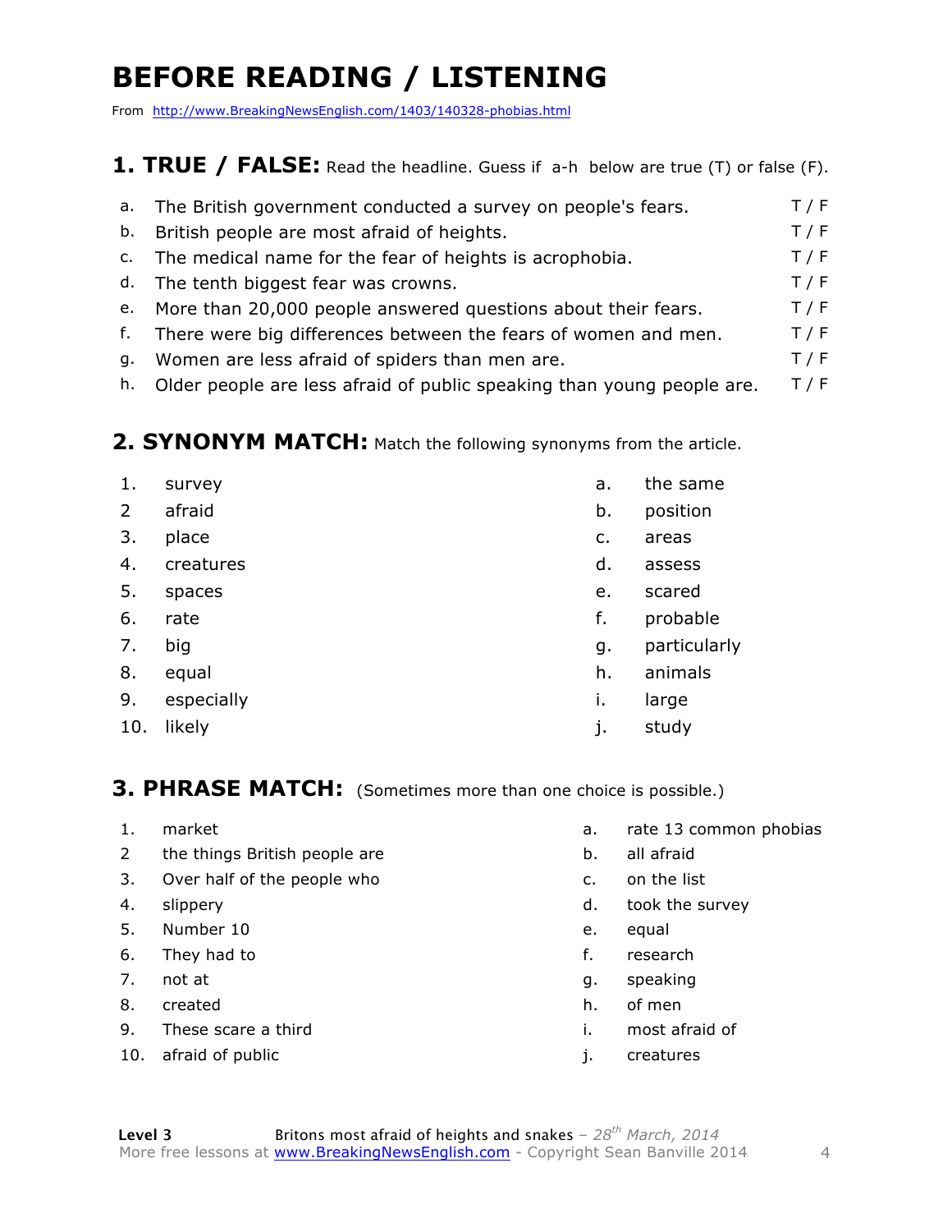# BEFORE READING / LISTENING

From http://www.BreakingNewsEnglish.com/1403/140328-phobias.html

## 1. TRUE / FALSE: Read the headline. Guess if a-h below are true (T) or false (F).

| | | |
|---|---|---|
| a. | The British government conducted a survey on people's fears. | T / F |
| b. | British people are most afraid of heights. | T / F |
| c. | The medical name for the fear of heights is acrophobia. | T / F |
| d. | The tenth biggest fear was crowns. | T / F |
| e. | More than 20,000 people answered questions about their fears. | T / F |
| f. | There were big differences between the fears of women and men. | T / F |
| g. | Women are less afraid of spiders than men are. | T / F |
| h. | Older people are less afraid of public speaking than young people are. | T / F |

## 2. SYNONYM MATCH: Match the following synonyms from the article.

| | | | |
|---|---|---|---|
| 1. | survey | a. | the same |
| 2 | afraid | b. | position |
| 3. | place | c. | areas |
| 4. | creatures | d. | assess |
| 5. | spaces | e. | scared |
| 6. | rate | f. | probable |
| 7. | big | g. | particularly |
| 8. | equal | h. | animals |
| 9. | especially | i. | large |
| 10. | likely | j. | study |

## 3. PHRASE MATCH: (Sometimes more than one choice is possible.)

| | | | |
|---|---|---|---|
| 1. | market | a. | rate 13 common phobias |
| 2 | the things British people are | b. | all afraid |
| 3. | Over half of the people who | c. | on the list |
| 4. | slippery | d. | took the survey |
| 5. | Number 10 | e. | equal |
| 6. | They had to | f. | research |
| 7. | not at | g. | speaking |
| 8. | created | h. | of men |
| 9. | These scare a third | i. | most afraid of |
| 10. | afraid of public | j. | creatures |

**Level 3** Britons most afraid of heights and snakes – *28th March, 2014*
More free lessons at www.BreakingNewsEnglish.com - Copyright Sean Banville 2014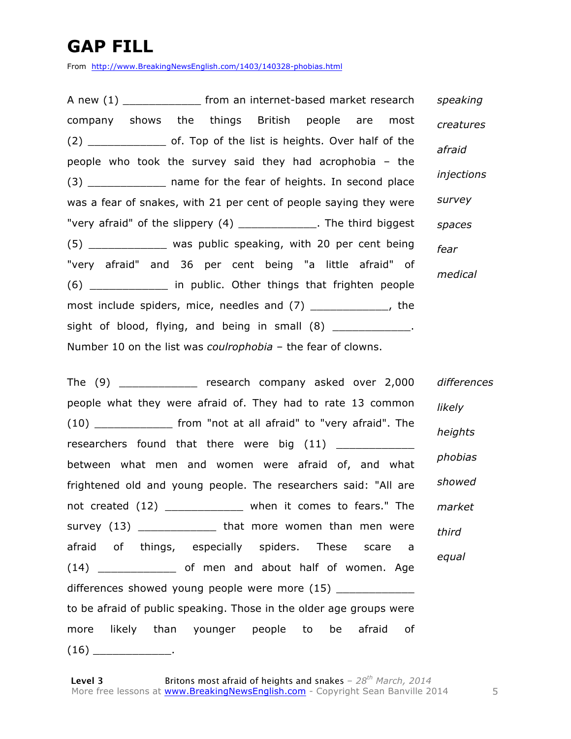# GAP FILL

From http://www.BreakingNewsEnglish.com/1403/140328-phobias.html

A new (1) ____________ from an internet-based market research company shows the things British people are most (2) ____________ of. Top of the list is heights. Over half of the people who took the survey said they had acrophobia – the (3) ____________ name for the fear of heights. In second place was a fear of snakes, with 21 per cent of people saying they were "very afraid" of the slippery (4) ____________. The third biggest (5) ____________ was public speaking, with 20 per cent being "very afraid" and 36 per cent being "a little afraid" of (6) ____________ in public. Other things that frighten people most include spiders, mice, needles and (7) ____________, the sight of blood, flying, and being in small (8) ____________. Number 10 on the list was *coulrophobia* – the fear of clowns.

*speaking*
*creatures*
*afraid*
*injections*
*survey*
*spaces*
*fear*
*medical*

The (9) ____________ research company asked over 2,000 people what they were afraid of. They had to rate 13 common (10) ____________ from "not at all afraid" to "very afraid". The researchers found that there were big (11) ____________ between what men and women were afraid of, and what frightened old and young people. The researchers said: "All are not created (12) ____________ when it comes to fears." The survey (13) ____________ that more women than men were afraid of things, especially spiders. These scare a (14) ____________ of men and about half of women. Age differences showed young people were more (15) ____________ to be afraid of public speaking. Those in the older age groups were more likely than younger people to be afraid of (16) ____________.

*differences*
*likely*
*heights*
*phobias*
*showed*
*market*
*third*
*equal*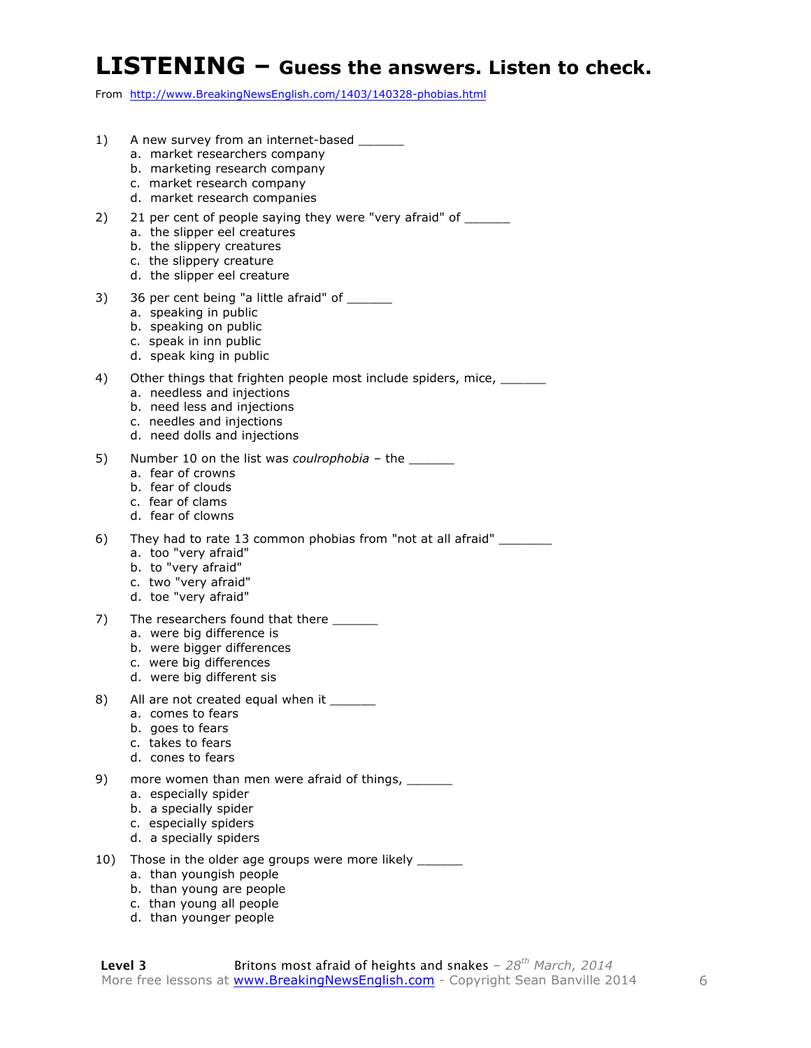# LISTENING – Guess the answers. Listen to check.

From http://www.BreakingNewsEnglish.com/1403/140328-phobias.html

1) A new survey from an internet-based ______
   a. market researchers company
   b. marketing research company
   c. market research company
   d. market research companies

2) 21 per cent of people saying they were "very afraid" of ______
   a. the slipper eel creatures
   b. the slippery creatures
   c. the slippery creature
   d. the slipper eel creature

3) 36 per cent being "a little afraid" of ______
   a. speaking in public
   b. speaking on public
   c. speak in inn public
   d. speak king in public

4) Other things that frighten people most include spiders, mice, ______
   a. needless and injections
   b. need less and injections
   c. needles and injections
   d. need dolls and injections

5) Number 10 on the list was *coulrophobia* – the ______
   a. fear of crowns
   b. fear of clouds
   c. fear of clams
   d. fear of clowns

6) They had to rate 13 common phobias from "not at all afraid" _______
   a. too "very afraid"
   b. to "very afraid"
   c. two "very afraid"
   d. toe "very afraid"

7) The researchers found that there ______
   a. were big difference is
   b. were bigger differences
   c. were big differences
   d. were big different sis

8) All are not created equal when it ______
   a. comes to fears
   b. goes to fears
   c. takes to fears
   d. cones to fears

9) more women than men were afraid of things, ______
   a. especially spider
   b. a specially spider
   c. especially spiders
   d. a specially spiders

10) Those in the older age groups were more likely ______
    a. than youngish people
    b. than young are people
    c. than young all people
    d. than younger people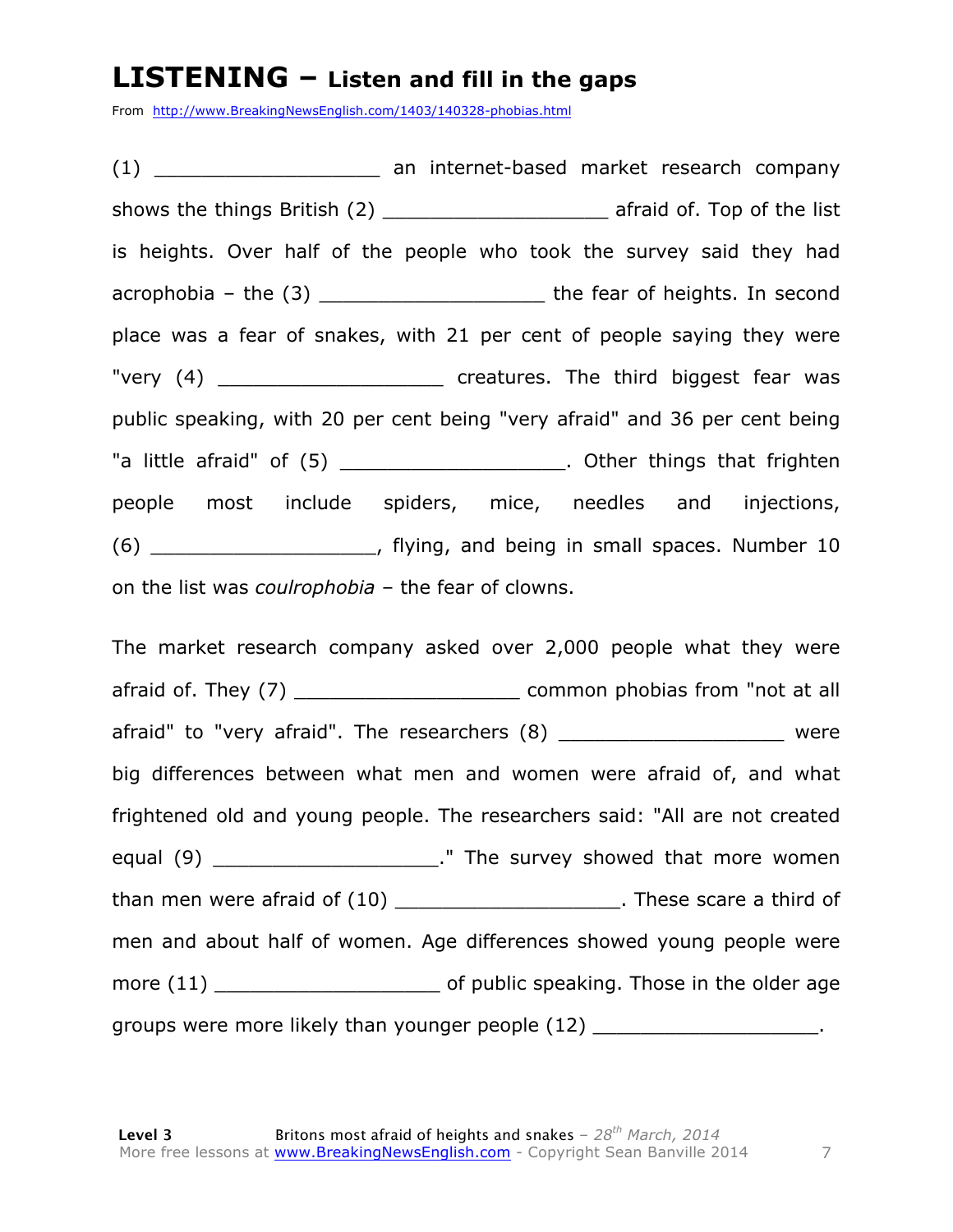# LISTENING – Listen and fill in the gaps

From http://www.BreakingNewsEnglish.com/1403/140328-phobias.html

(1) ___________________ an internet-based market research company shows the things British (2) ___________________ afraid of. Top of the list is heights. Over half of the people who took the survey said they had acrophobia – the (3) ___________________ the fear of heights. In second place was a fear of snakes, with 21 per cent of people saying they were "very (4) ___________________ creatures. The third biggest fear was public speaking, with 20 per cent being "very afraid" and 36 per cent being "a little afraid" of (5) ___________________. Other things that frighten people most include spiders, mice, needles and injections, (6) ___________________, flying, and being in small spaces. Number 10 on the list was *coulrophobia* – the fear of clowns.

The market research company asked over 2,000 people what they were afraid of. They (7) ___________________ common phobias from "not at all afraid" to "very afraid". The researchers (8) ___________________ were big differences between what men and women were afraid of, and what frightened old and young people. The researchers said: "All are not created equal (9) ___________________." The survey showed that more women than men were afraid of (10) ___________________. These scare a third of men and about half of women. Age differences showed young people were more (11) ___________________ of public speaking. Those in the older age groups were more likely than younger people (12) ___________________.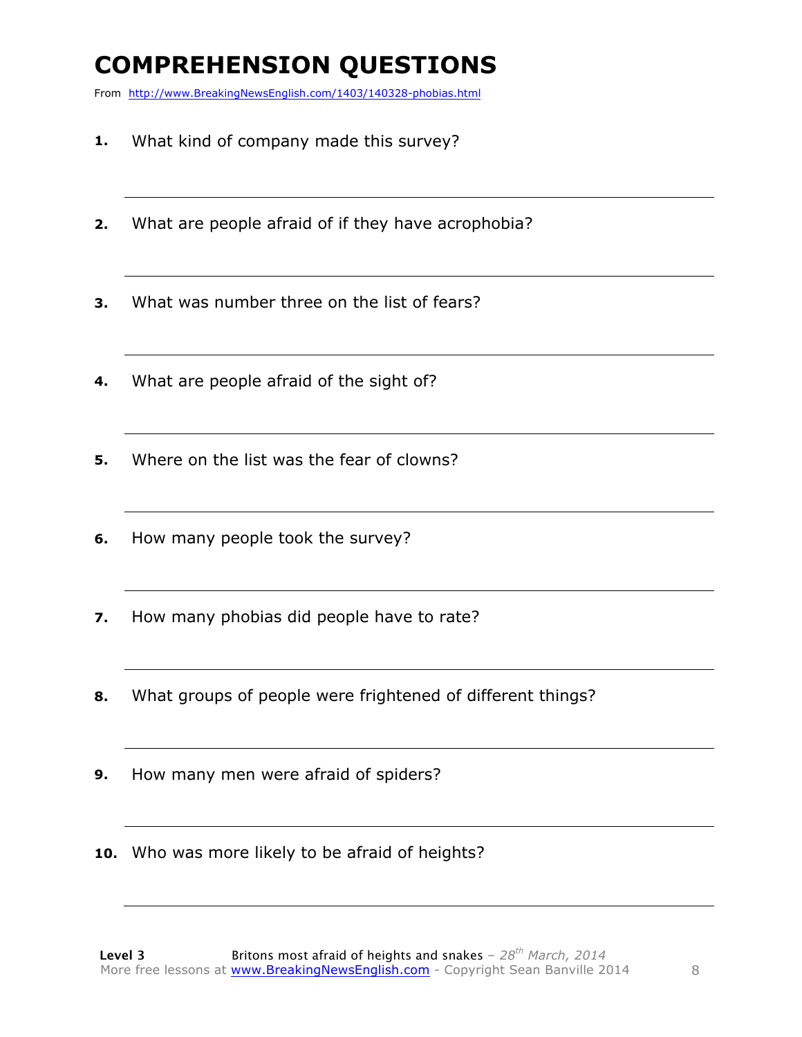# COMPREHENSION QUESTIONS

From http://www.BreakingNewsEnglish.com/1403/140328-phobias.html

1. What kind of company made this survey?

2. What are people afraid of if they have acrophobia?

3. What was number three on the list of fears?

4. What are people afraid of the sight of?

5. Where on the list was the fear of clowns?

6. How many people took the survey?

7. How many phobias did people have to rate?

8. What groups of people were frightened of different things?

9. How many men were afraid of spiders?

10. Who was more likely to be afraid of heights?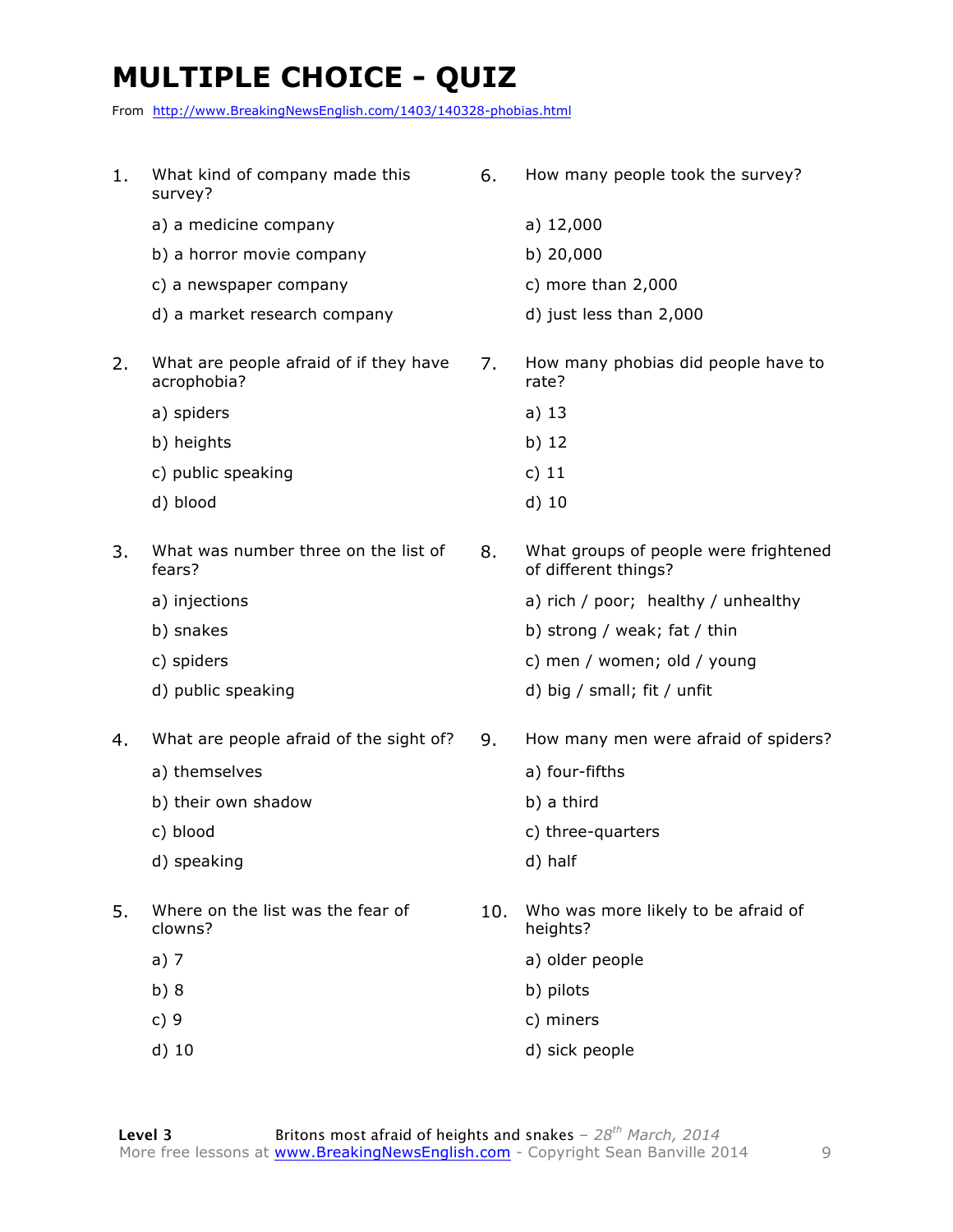# MULTIPLE CHOICE - QUIZ

From http://www.BreakingNewsEnglish.com/1403/140328-phobias.html

1. What kind of company made this survey?
   - a) a medicine company
   - b) a horror movie company
   - c) a newspaper company
   - d) a market research company

2. What are people afraid of if they have acrophobia?
   - a) spiders
   - b) heights
   - c) public speaking
   - d) blood

3. What was number three on the list of fears?
   - a) injections
   - b) snakes
   - c) spiders
   - d) public speaking

4. What are people afraid of the sight of?
   - a) themselves
   - b) their own shadow
   - c) blood
   - d) speaking

5. Where on the list was the fear of clowns?
   - a) 7
   - b) 8
   - c) 9
   - d) 10

6. How many people took the survey?
   - a) 12,000
   - b) 20,000
   - c) more than 2,000
   - d) just less than 2,000

7. How many phobias did people have to rate?
   - a) 13
   - b) 12
   - c) 11
   - d) 10

8. What groups of people were frightened of different things?
   - a) rich / poor; healthy / unhealthy
   - b) strong / weak; fat / thin
   - c) men / women; old / young
   - d) big / small; fit / unfit

9. How many men were afraid of spiders?
   - a) four-fifths
   - b) a third
   - c) three-quarters
   - d) half

10. Who was more likely to be afraid of heights?
    - a) older people
    - b) pilots
    - c) miners
    - d) sick people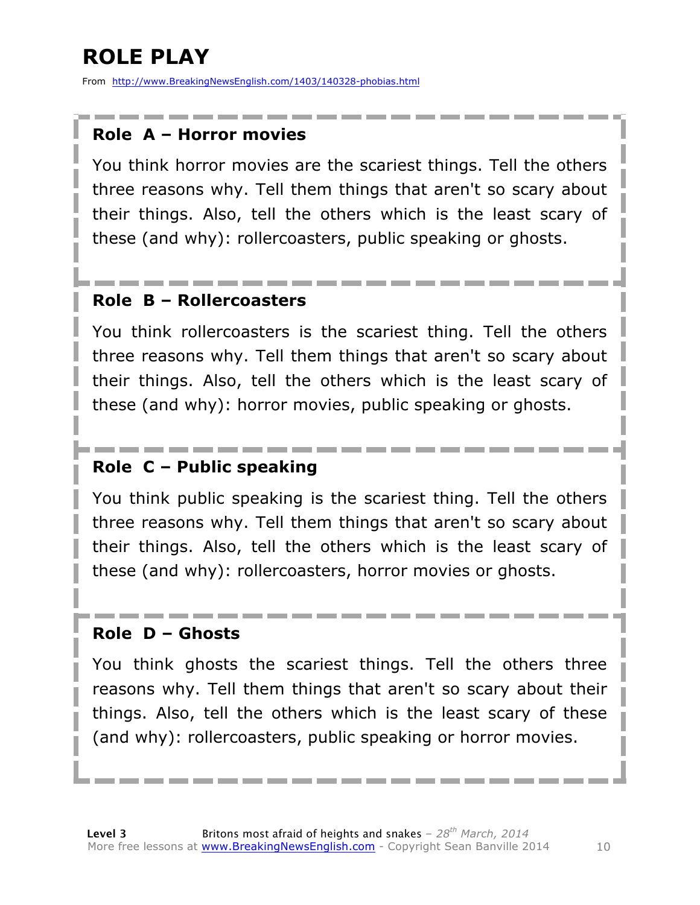# ROLE PLAY

From http://www.BreakingNewsEnglish.com/1403/140328-phobias.html

### Role A – Horror movies

You think horror movies are the scariest things. Tell the others three reasons why. Tell them things that aren't so scary about their things. Also, tell the others which is the least scary of these (and why): rollercoasters, public speaking or ghosts.

### Role B – Rollercoasters

You think rollercoasters is the scariest thing. Tell the others three reasons why. Tell them things that aren't so scary about their things. Also, tell the others which is the least scary of these (and why): horror movies, public speaking or ghosts.

### Role C – Public speaking

You think public speaking is the scariest thing. Tell the others three reasons why. Tell them things that aren't so scary about their things. Also, tell the others which is the least scary of these (and why): rollercoasters, horror movies or ghosts.

### Role D – Ghosts

You think ghosts the scariest things. Tell the others three reasons why. Tell them things that aren't so scary about their things. Also, tell the others which is the least scary of these (and why): rollercoasters, public speaking or horror movies.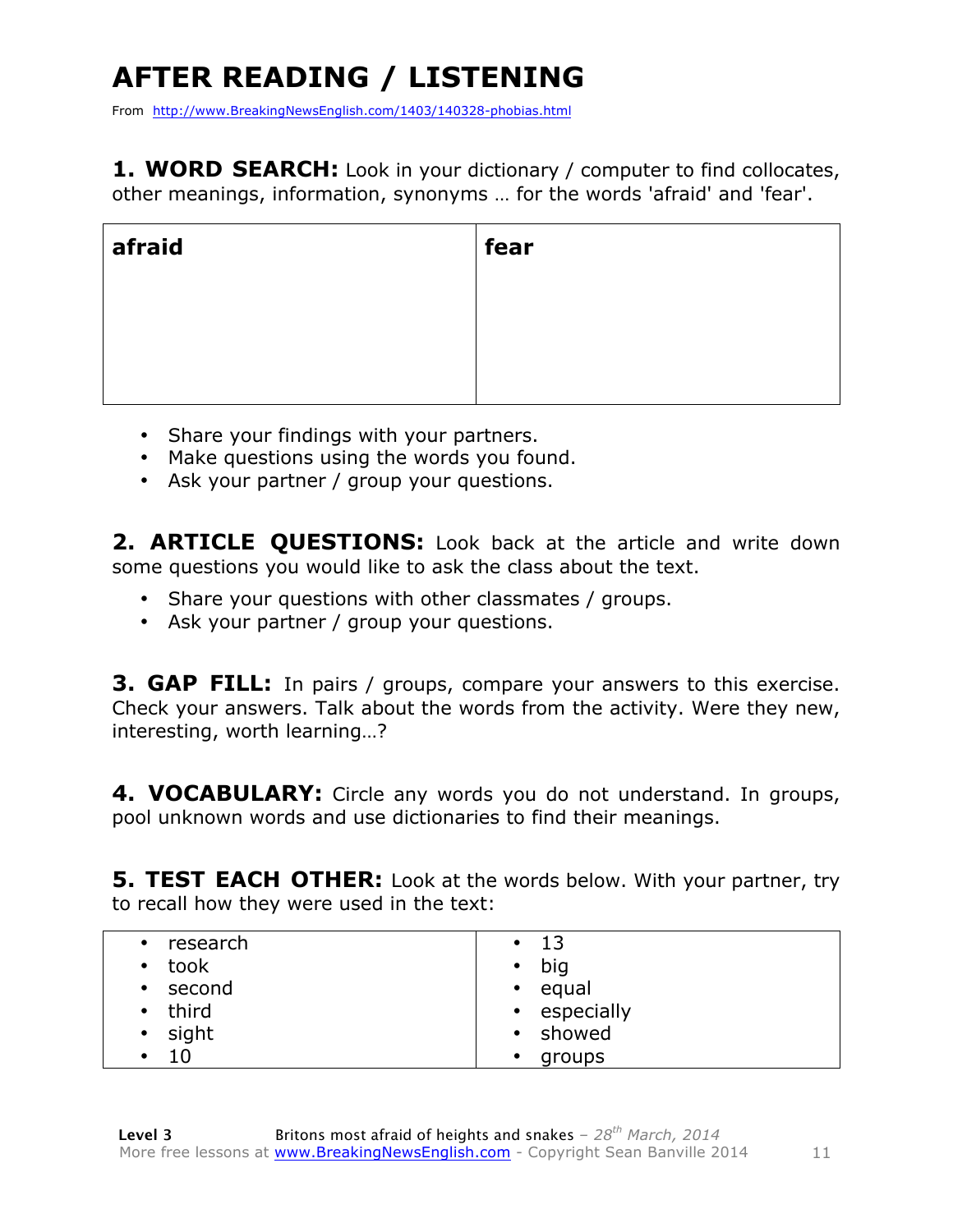# AFTER READING / LISTENING

From http://www.BreakingNewsEnglish.com/1403/140328-phobias.html

**1. WORD SEARCH:** Look in your dictionary / computer to find collocates, other meanings, information, synonyms … for the words 'afraid' and 'fear'.

| **afraid** | **fear** |
|---|---|
| | |

- Share your findings with your partners.
- Make questions using the words you found.
- Ask your partner / group your questions.

**2. ARTICLE QUESTIONS:** Look back at the article and write down some questions you would like to ask the class about the text.

- Share your questions with other classmates / groups.
- Ask your partner / group your questions.

**3. GAP FILL:** In pairs / groups, compare your answers to this exercise. Check your answers. Talk about the words from the activity. Were they new, interesting, worth learning…?

**4. VOCABULARY:** Circle any words you do not understand. In groups, pool unknown words and use dictionaries to find their meanings.

**5. TEST EACH OTHER:** Look at the words below. With your partner, try to recall how they were used in the text:

| | |
|---|---|
| • research | • 13 |
| • took | • big |
| • second | • equal |
| • third | • especially |
| • sight | • showed |
| • 10 | • groups |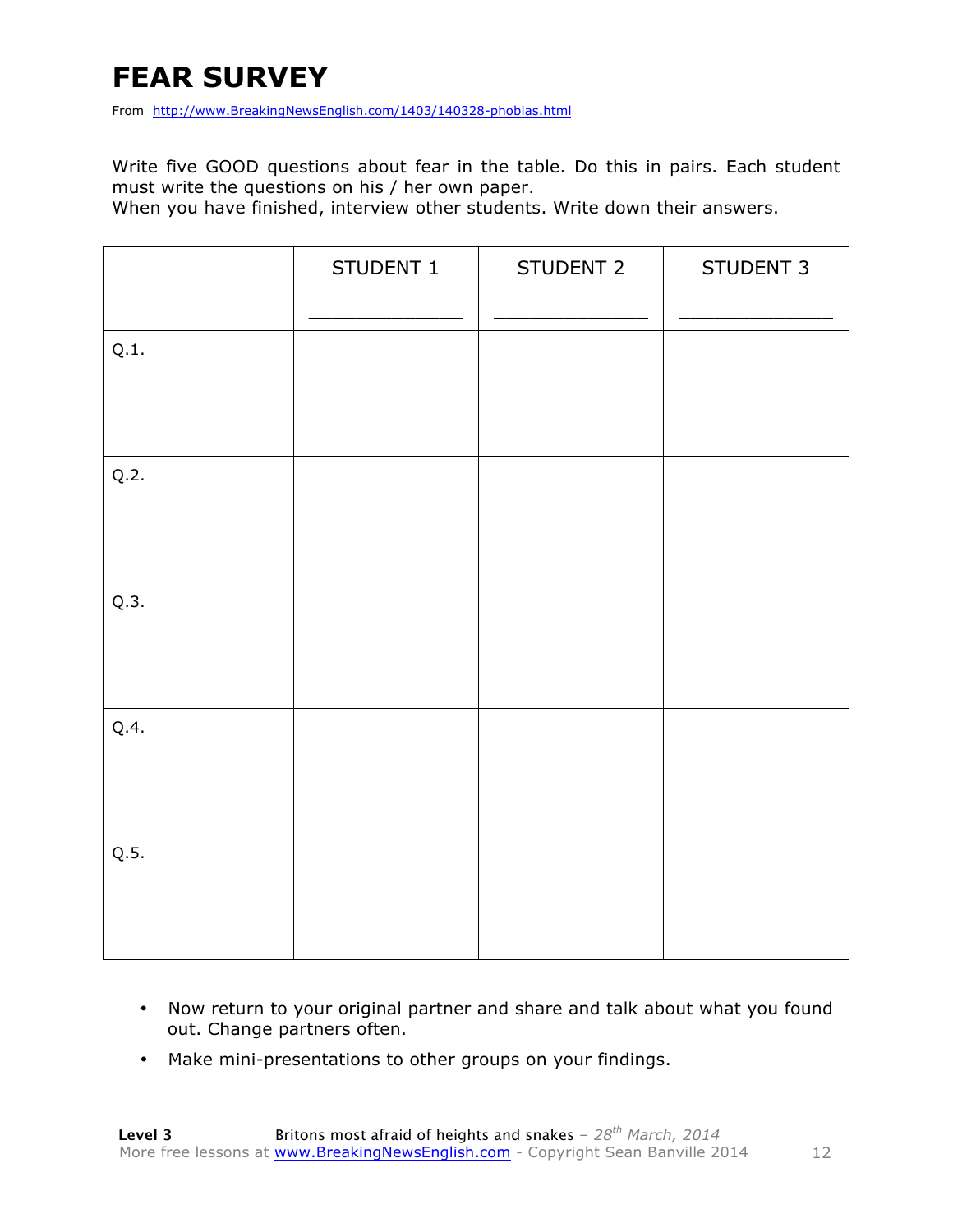# FEAR SURVEY

From http://www.BreakingNewsEnglish.com/1403/140328-phobias.html

Write five GOOD questions about fear in the table. Do this in pairs. Each student must write the questions on his / her own paper.
When you have finished, interview other students. Write down their answers.

| | STUDENT 1<br>_______________ | STUDENT 2<br>_______________ | STUDENT 3<br>_______________ |
|---|---|---|---|
| Q.1. | | | |
| Q.2. | | | |
| Q.3. | | | |
| Q.4. | | | |
| Q.5. | | | |

- Now return to your original partner and share and talk about what you found out. Change partners often.
- Make mini-presentations to other groups on your findings.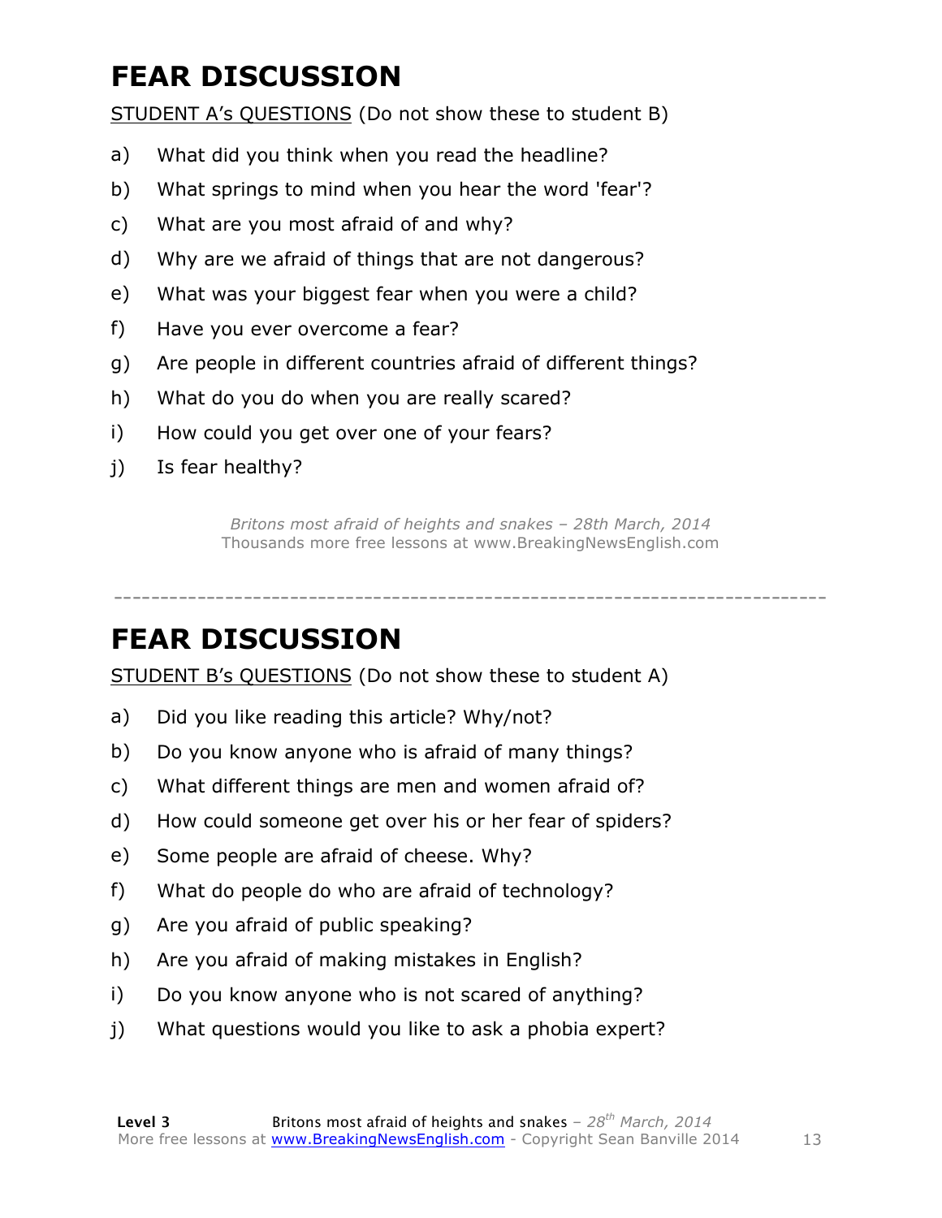# FEAR DISCUSSION

STUDENT A's QUESTIONS (Do not show these to student B)

a) What did you think when you read the headline?

b) What springs to mind when you hear the word 'fear'?

c) What are you most afraid of and why?

d) Why are we afraid of things that are not dangerous?

e) What was your biggest fear when you were a child?

f) Have you ever overcome a fear?

g) Are people in different countries afraid of different things?

h) What do you do when you are really scared?

i) How could you get over one of your fears?

j) Is fear healthy?

*Britons most afraid of heights and snakes – 28th March, 2014*
Thousands more free lessons at www.BreakingNewsEnglish.com

---

# FEAR DISCUSSION

STUDENT B's QUESTIONS (Do not show these to student A)

a) Did you like reading this article? Why/not?

b) Do you know anyone who is afraid of many things?

c) What different things are men and women afraid of?

d) How could someone get over his or her fear of spiders?

e) Some people are afraid of cheese. Why?

f) What do people do who are afraid of technology?

g) Are you afraid of public speaking?

h) Are you afraid of making mistakes in English?

i) Do you know anyone who is not scared of anything?

j) What questions would you like to ask a phobia expert?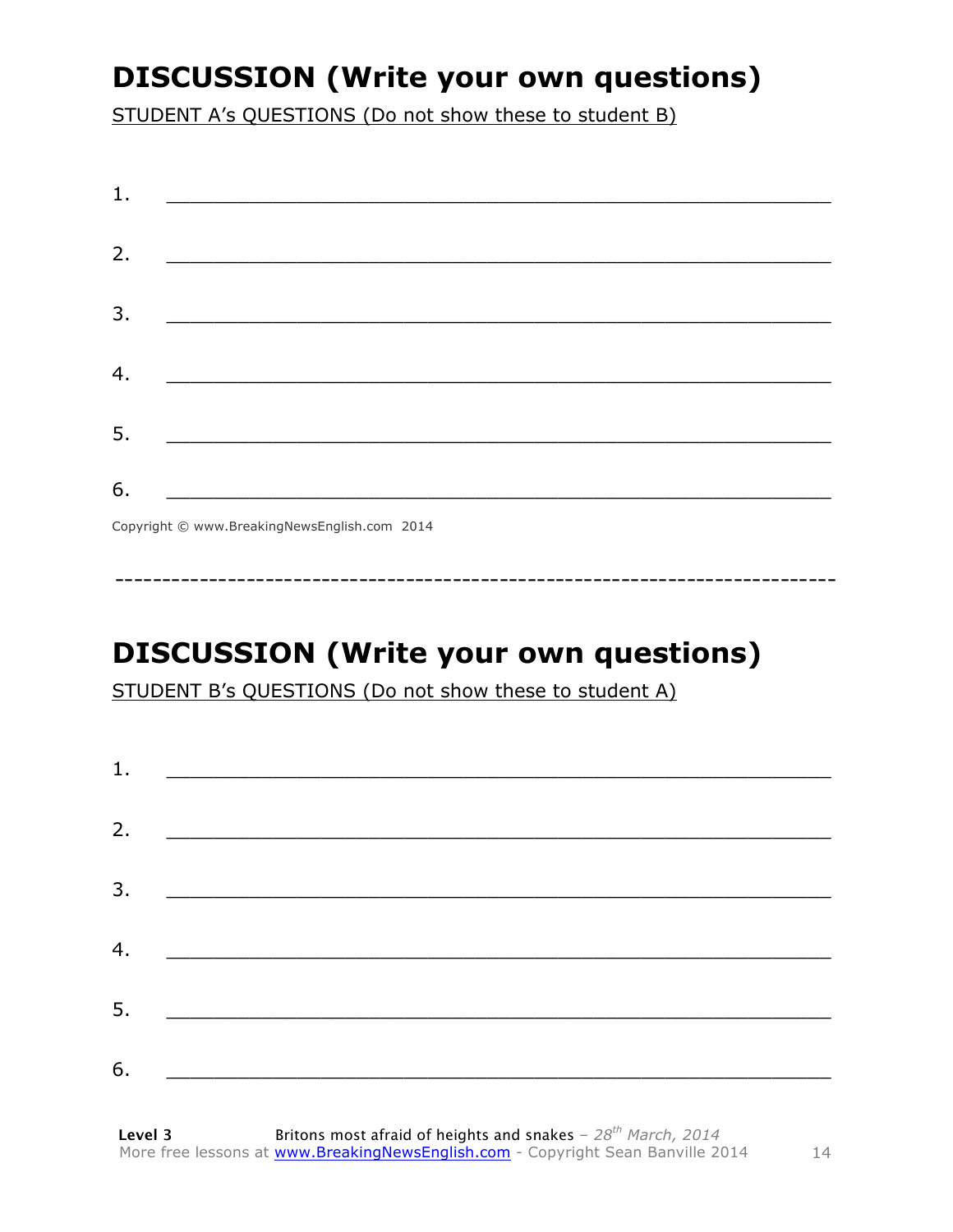## DISCUSSION (Write your own questions)

STUDENT A's QUESTIONS (Do not show these to student B)

1. ___________________________________________________________

2. ___________________________________________________________

3. ___________________________________________________________

4. ___________________________________________________________

5. ___________________________________________________________

6. ___________________________________________________________

Copyright © www.BreakingNewsEnglish.com 2014

------------------------------------------------------------------------------

## DISCUSSION (Write your own questions)

STUDENT B's QUESTIONS (Do not show these to student A)

1. ___________________________________________________________

2. ___________________________________________________________

3. ___________________________________________________________

4. ___________________________________________________________

5. ___________________________________________________________

6. ___________________________________________________________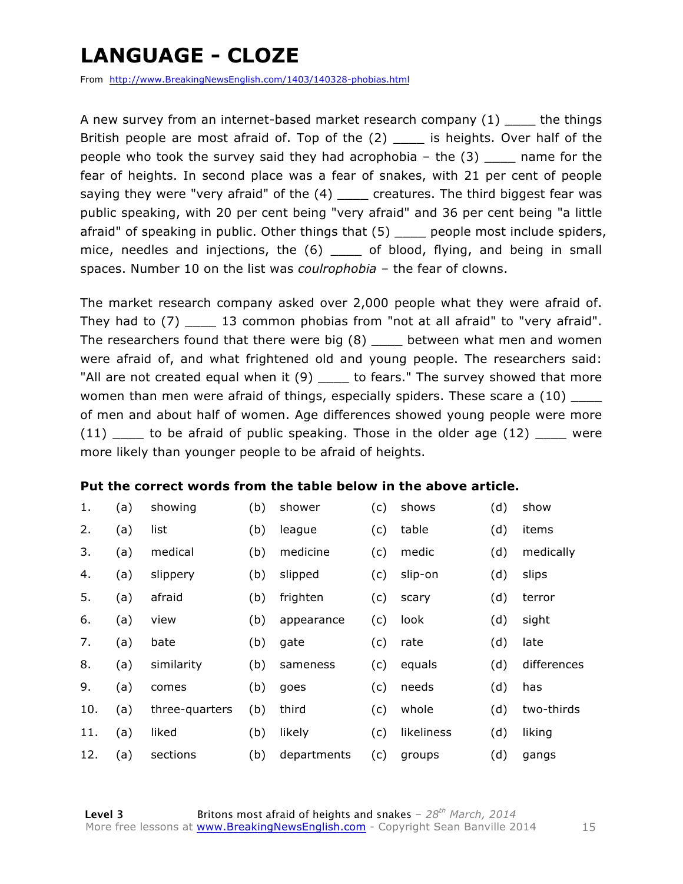# LANGUAGE - CLOZE

From http://www.BreakingNewsEnglish.com/1403/140328-phobias.html

A new survey from an internet-based market research company (1) ____ the things British people are most afraid of. Top of the (2) ____ is heights. Over half of the people who took the survey said they had acrophobia – the (3) ____ name for the fear of heights. In second place was a fear of snakes, with 21 per cent of people saying they were "very afraid" of the (4) ____ creatures. The third biggest fear was public speaking, with 20 per cent being "very afraid" and 36 per cent being "a little afraid" of speaking in public. Other things that (5) ____ people most include spiders, mice, needles and injections, the (6) ____ of blood, flying, and being in small spaces. Number 10 on the list was *coulrophobia* – the fear of clowns.

The market research company asked over 2,000 people what they were afraid of. They had to (7) ____ 13 common phobias from "not at all afraid" to "very afraid". The researchers found that there were big (8) ____ between what men and women were afraid of, and what frightened old and young people. The researchers said: "All are not created equal when it (9) ____ to fears." The survey showed that more women than men were afraid of things, especially spiders. These scare a (10) ____ of men and about half of women. Age differences showed young people were more (11) ____ to be afraid of public speaking. Those in the older age (12) ____ were more likely than younger people to be afraid of heights.

**Put the correct words from the table below in the above article.**

| | | | | | | | | |
|---|---|---|---|---|---|---|---|---|
| 1. | (a) | showing | (b) | shower | (c) | shows | (d) | show |
| 2. | (a) | list | (b) | league | (c) | table | (d) | items |
| 3. | (a) | medical | (b) | medicine | (c) | medic | (d) | medically |
| 4. | (a) | slippery | (b) | slipped | (c) | slip-on | (d) | slips |
| 5. | (a) | afraid | (b) | frighten | (c) | scary | (d) | terror |
| 6. | (a) | view | (b) | appearance | (c) | look | (d) | sight |
| 7. | (a) | bate | (b) | gate | (c) | rate | (d) | late |
| 8. | (a) | similarity | (b) | sameness | (c) | equals | (d) | differences |
| 9. | (a) | comes | (b) | goes | (c) | needs | (d) | has |
| 10. | (a) | three-quarters | (b) | third | (c) | whole | (d) | two-thirds |
| 11. | (a) | liked | (b) | likely | (c) | likeliness | (d) | liking |
| 12. | (a) | sections | (b) | departments | (c) | groups | (d) | gangs |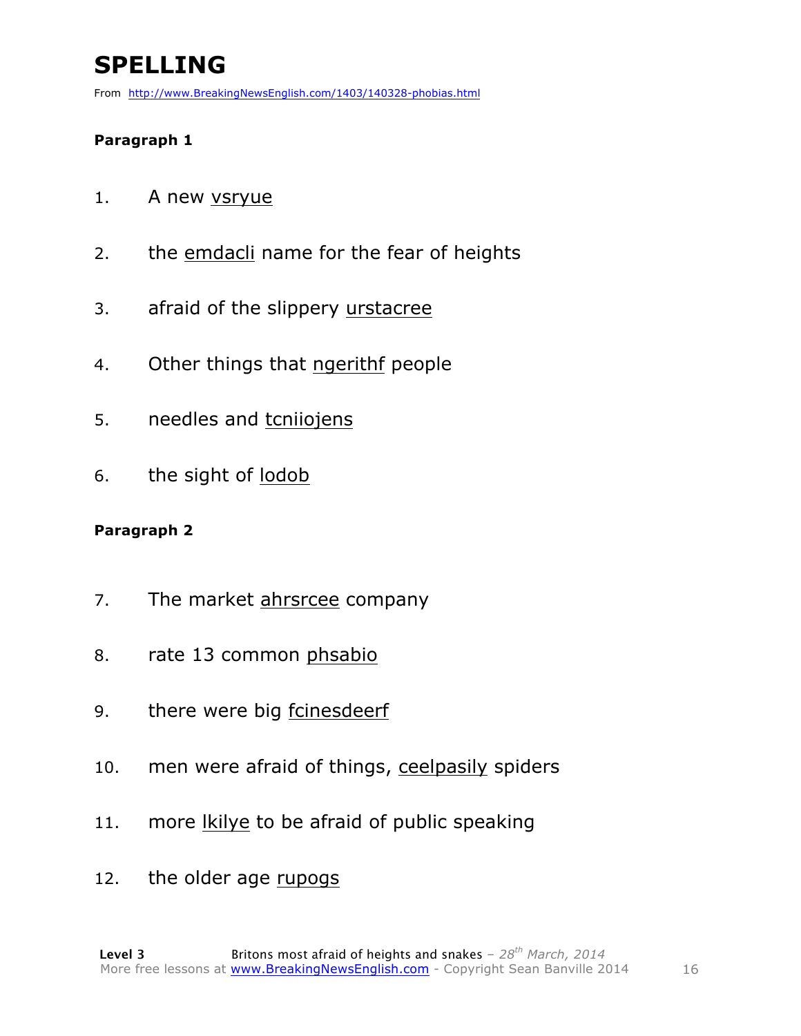# SPELLING

From http://www.BreakingNewsEnglish.com/1403/140328-phobias.html

**Paragraph 1**

1. A new vsryue
2. the emdacli name for the fear of heights
3. afraid of the slippery urstacree
4. Other things that ngerithf people
5. needles and tcniiojens
6. the sight of lodob

**Paragraph 2**

7. The market ahrsrcee company
8. rate 13 common phsabio
9. there were big fcinesdeerf
10. men were afraid of things, ceelpasily spiders
11. more lkilye to be afraid of public speaking
12. the older age rupogs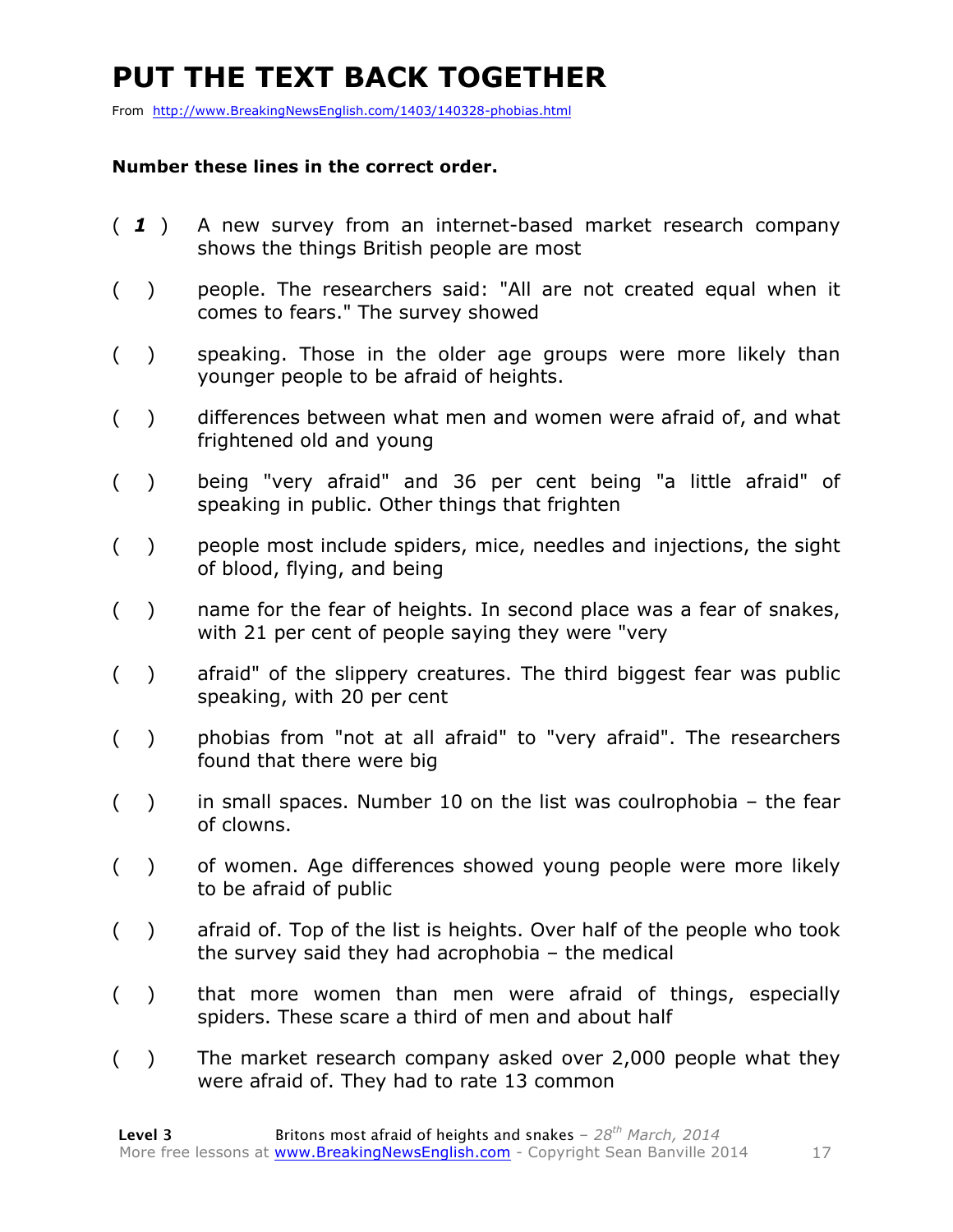# PUT THE TEXT BACK TOGETHER

From http://www.BreakingNewsEnglish.com/1403/140328-phobias.html

**Number these lines in the correct order.**

( *1* ) A new survey from an internet-based market research company shows the things British people are most

( ) people. The researchers said: "All are not created equal when it comes to fears." The survey showed

( ) speaking. Those in the older age groups were more likely than younger people to be afraid of heights.

( ) differences between what men and women were afraid of, and what frightened old and young

( ) being "very afraid" and 36 per cent being "a little afraid" of speaking in public. Other things that frighten

( ) people most include spiders, mice, needles and injections, the sight of blood, flying, and being

( ) name for the fear of heights. In second place was a fear of snakes, with 21 per cent of people saying they were "very

( ) afraid" of the slippery creatures. The third biggest fear was public speaking, with 20 per cent

( ) phobias from "not at all afraid" to "very afraid". The researchers found that there were big

( ) in small spaces. Number 10 on the list was coulrophobia – the fear of clowns.

( ) of women. Age differences showed young people were more likely to be afraid of public

( ) afraid of. Top of the list is heights. Over half of the people who took the survey said they had acrophobia – the medical

( ) that more women than men were afraid of things, especially spiders. These scare a third of men and about half

( ) The market research company asked over 2,000 people what they were afraid of. They had to rate 13 common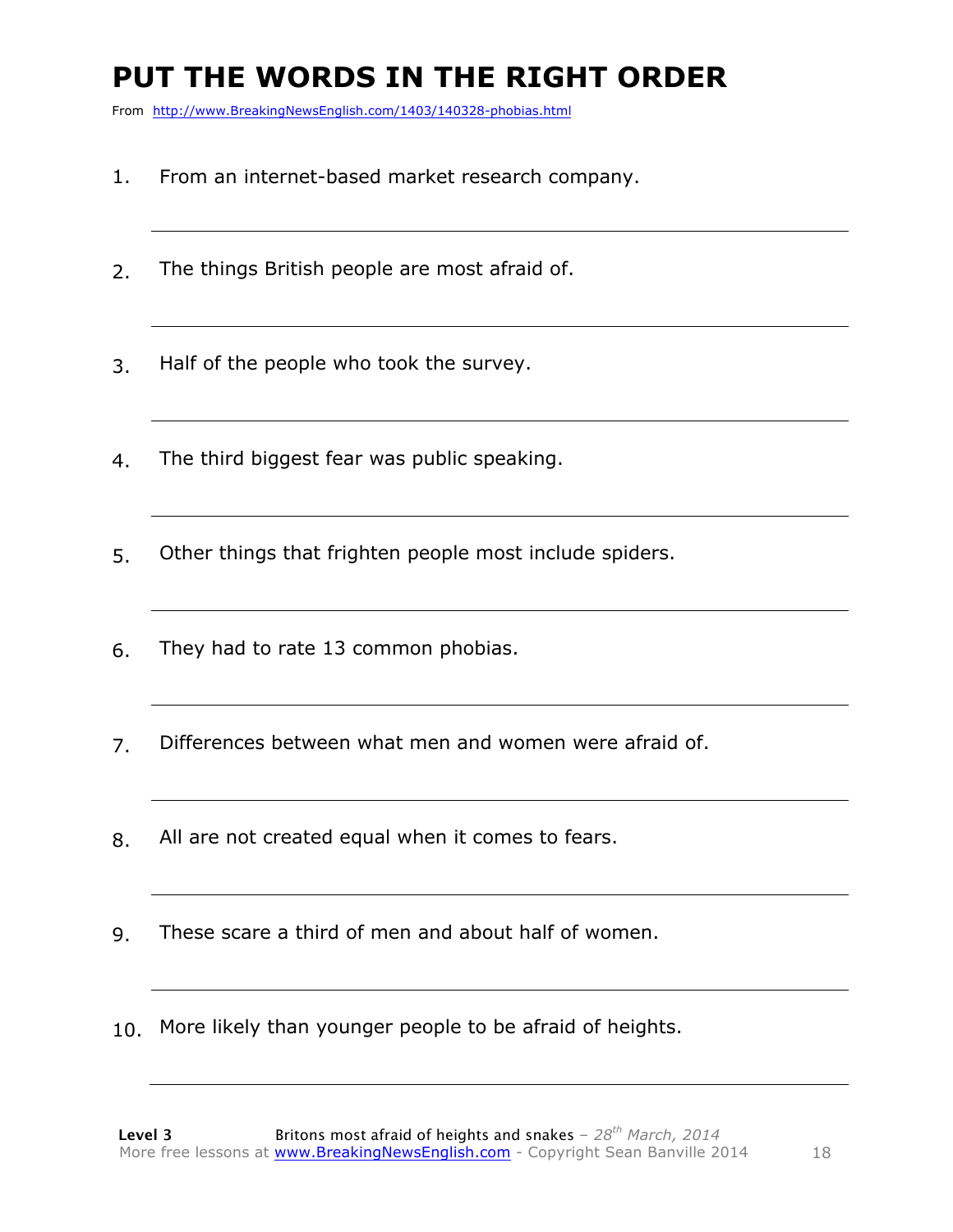# PUT THE WORDS IN THE RIGHT ORDER

From http://www.BreakingNewsEnglish.com/1403/140328-phobias.html

1. From an internet-based market research company.

2. The things British people are most afraid of.

3. Half of the people who took the survey.

4. The third biggest fear was public speaking.

5. Other things that frighten people most include spiders.

6. They had to rate 13 common phobias.

7. Differences between what men and women were afraid of.

8. All are not created equal when it comes to fears.

9. These scare a third of men and about half of women.

10. More likely than younger people to be afraid of heights.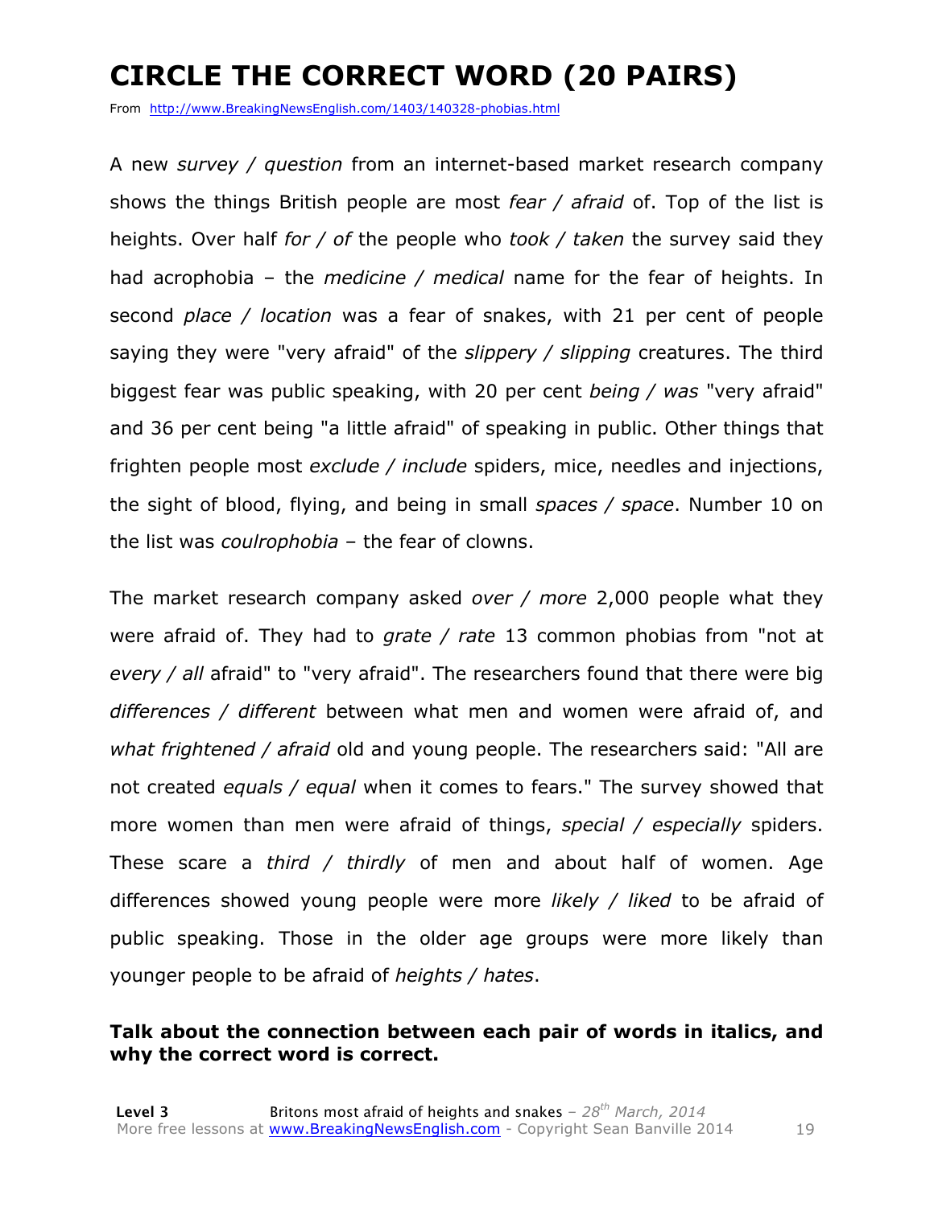# CIRCLE THE CORRECT WORD (20 PAIRS)

From http://www.BreakingNewsEnglish.com/1403/140328-phobias.html

A new *survey / question* from an internet-based market research company shows the things British people are most *fear / afraid* of. Top of the list is heights. Over half *for / of* the people who *took / taken* the survey said they had acrophobia – the *medicine / medical* name for the fear of heights. In second *place / location* was a fear of snakes, with 21 per cent of people saying they were "very afraid" of the *slippery / slipping* creatures. The third biggest fear was public speaking, with 20 per cent *being / was* "very afraid" and 36 per cent being "a little afraid" of speaking in public. Other things that frighten people most *exclude / include* spiders, mice, needles and injections, the sight of blood, flying, and being in small *spaces / space*. Number 10 on the list was *coulrophobia* – the fear of clowns.

The market research company asked *over / more* 2,000 people what they were afraid of. They had to *grate / rate* 13 common phobias from "not at *every / all* afraid" to "very afraid". The researchers found that there were big *differences / different* between what men and women were afraid of, and *what frightened / afraid* old and young people. The researchers said: "All are not created *equals / equal* when it comes to fears." The survey showed that more women than men were afraid of things, *special / especially* spiders. These scare a *third / thirdly* of men and about half of women. Age differences showed young people were more *likely / liked* to be afraid of public speaking. Those in the older age groups were more likely than younger people to be afraid of *heights / hates*.

**Talk about the connection between each pair of words in italics, and why the correct word is correct.**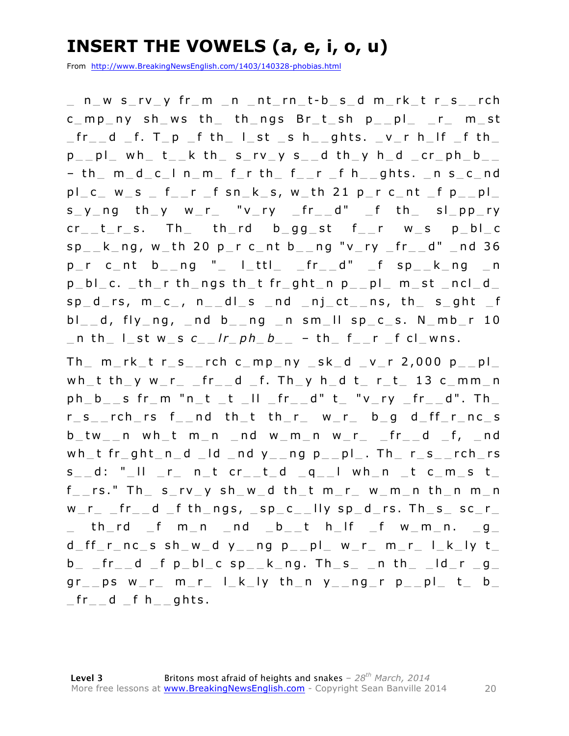# INSERT THE VOWELS (a, e, i, o, u)

From http://www.BreakingNewsEnglish.com/1403/140328-phobias.html

_ n_w s_rv_y fr_m _n _nt_rn_t-b_s_d m_rk_t r_s_ _rch c_mp_ny sh_ws th_ th_ngs Br_t_sh p_ _pl_ _r_ m_st _fr_ _d _f. T_p _f th_ l_st _s h_ _ghts. _v_r h_lf _f th_ p_ _pl_ wh_ t_ _k th_ s_rv_y s_ _d th_y h_d _cr_ph_b_ _ – th_ m_d_c_l n_m_ f_r th_ f_ _r _f h_ _ghts. _n s_c_nd pl_c_ w_s _ f_ _r _f sn_k_s, w_th 21 p_r c_nt _f p_ _pl_ s_y_ng th_y w_r_ "v_ry _fr_ _d" _f th_ sl_pp_ry cr_ _t_r_s. Th_ th_rd b_gg_st f_ _r w_s p_bl_c sp_ _k_ng, w_th 20 p_r c_nt b_ _ng "v_ry _fr_ _d" _nd 36 p_r c_nt b_ _ng "_ l_ttl_ _fr_ _d" _f sp_ _k_ng _n p_bl_c. _th_r th_ngs th_t fr_ght_n p_ _pl_ m_st _ncl_d_ sp_d_rs, m_c_, n_ _dl_s _nd _nj_ct_ _ns, th_ s_ght _f bl_ _d, fly_ng, _nd b_ _ng _n sm_ll sp_c_s. N_mb_r 10 _n th_ l_st w_s *c_ _lr_ph_b_ _* – th_ f_ _r _f cl_wns.

Th_ m_rk_t r_s_ _rch c_mp_ny _sk_d _v_r 2,000 p_ _pl_ wh_t th_y w_r_ _fr_ _d _f. Th_y h_d t_ r_t_ 13 c_mm_n ph_b_ _s fr_m "n_t _t _ll _fr_ _d" t_ "v_ry _fr_ _d". Th_ r_s_ _rch_rs f_ _nd th_t th_r_ w_r_ b_g d_ff_r_nc_s b_tw_ _n wh_t m_n _nd w_m_n w_r_ _fr_ _d _f, _nd wh_t fr_ght_n_d _ld _nd y_ _ng p_ _pl_. Th_ r_s_ _rch_rs s_ _d: "_ll _r_ n_t cr_ _t_d _q_ _l wh_n _t c_m_s t_ f_ _rs." Th_ s_rv_y sh_w_d th_t m_r_ w_m_n th_n m_n w_r_ _fr_ _d _f th_ngs, _sp_c_ _lly sp_d_rs. Th_s_ sc_r_ _ th_rd _f m_n _nd _b_ _t h_lf _f w_m_n. _g_ d_ff_r_nc_s sh_w_d y_ _ng p_ _pl_ w_r_ m_r_ l_k_ly t_ b_ _fr_ _d _f p_bl_c sp_ _k_ng. Th_s_ _n th_ _ld_r _g_ gr_ _ps w_r_ m_r_ l_k_ly th_n y_ _ng_r p_ _pl_ t_ b_ _fr_ _d _f h_ _ghts.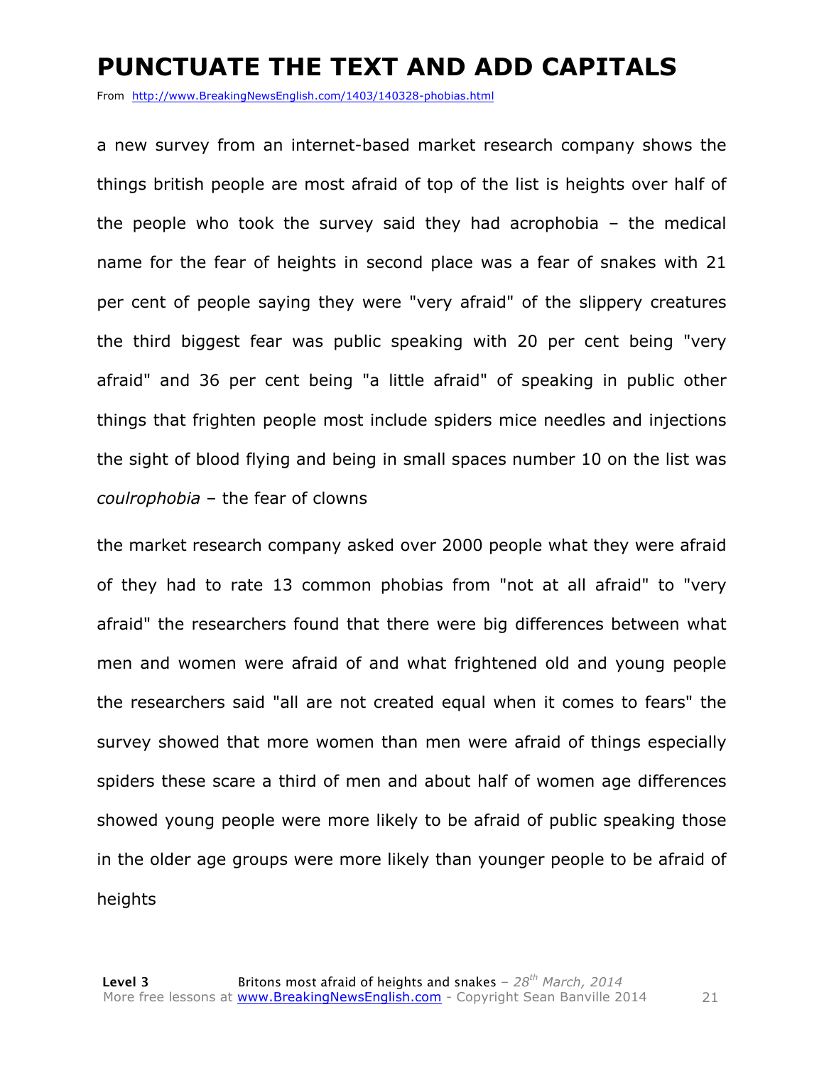# PUNCTUATE THE TEXT AND ADD CAPITALS

From http://www.BreakingNewsEnglish.com/1403/140328-phobias.html

a new survey from an internet-based market research company shows the things british people are most afraid of top of the list is heights over half of the people who took the survey said they had acrophobia – the medical name for the fear of heights in second place was a fear of snakes with 21 per cent of people saying they were "very afraid" of the slippery creatures the third biggest fear was public speaking with 20 per cent being "very afraid" and 36 per cent being "a little afraid" of speaking in public other things that frighten people most include spiders mice needles and injections the sight of blood flying and being in small spaces number 10 on the list was *coulrophobia* – the fear of clowns

the market research company asked over 2000 people what they were afraid of they had to rate 13 common phobias from "not at all afraid" to "very afraid" the researchers found that there were big differences between what men and women were afraid of and what frightened old and young people the researchers said "all are not created equal when it comes to fears" the survey showed that more women than men were afraid of things especially spiders these scare a third of men and about half of women age differences showed young people were more likely to be afraid of public speaking those in the older age groups were more likely than younger people to be afraid of heights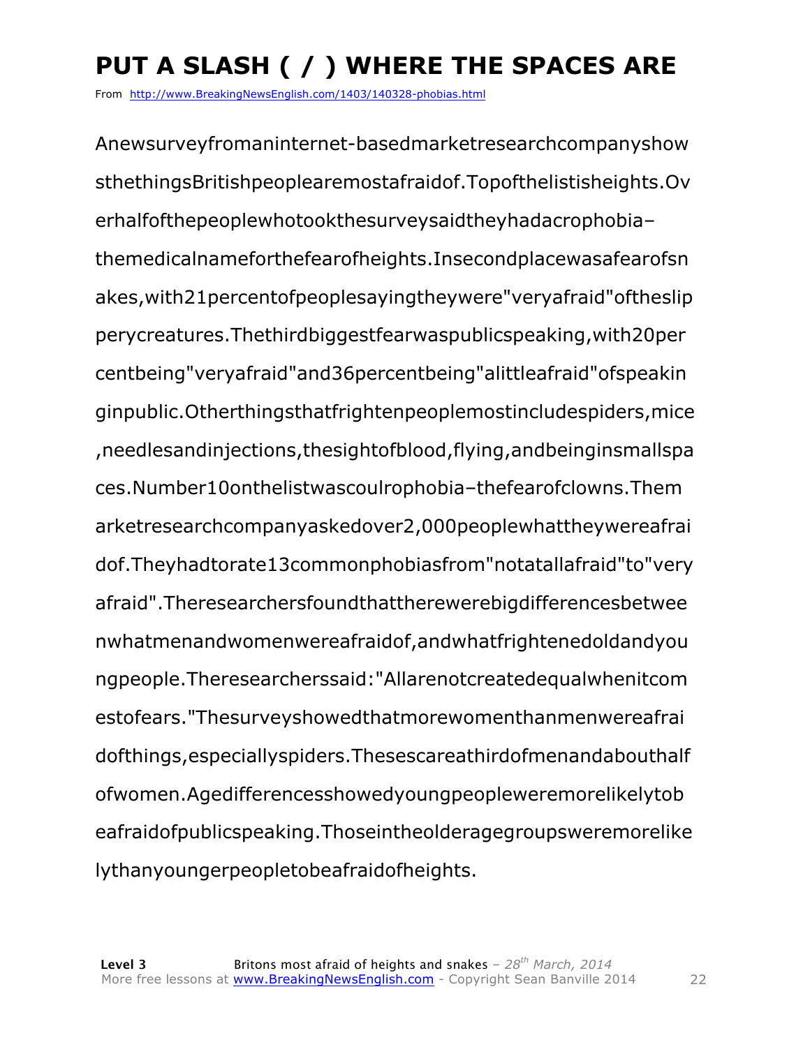# PUT A SLASH ( / ) WHERE THE SPACES ARE

From http://www.BreakingNewsEnglish.com/1403/140328-phobias.html

Anewsurveyfromaninternet-basedmarketresearchcompanyshow sthethingsBritishpeoplearemostafraidof.Topofthelistisheights.Ov erhalfofthepeoplewhotookthesurveysaidtheyhadacrophobia– themedicalnameforthefearofheights.Insecondplacewasafearofsn akes,with21percentofpeoplesayingtheywere"veryafraid"oftheslip perycreatures.Thethirdbiggestfearwaspublicspeaking,with20per centbeing"veryafraid"and36percentbeing"alittleafraid"ofspeakin ginpublic.Otherthingsthatfrightenpeoplemostincludespiders,mice ,needlesandinjections,thesightofblood,flying,andbeinginsmallspa ces.Number10onthelistwascoulrophobia–thefearofclowns.Them arketresearchcompanyaskedover2,000peoplewhattheywereafrai dof.Theyhadtorate13commonphobiasfrom"notatallafraid"to"very afraid".Theresearchersfoundthattherewerebigdifferencesbetwee nwhatmenandwomenwereafraidof,andwhatfrightenedoldandyou ngpeople.Theresearcherssaid:"Allarenotcreatedequalwhenitcom estofears."Thesurveyshowedthatmorewomenthanmenwereafrai dofthings,especiallyspiders.Thesescareathirdofmenandabouthalf ofwomen.Agedifferencesshowedyoungpeopleweremorelikelytob eafraidofpublicspeaking.Thoseintheolderagegroupsweremorelike lythanyoungerpeopletobeafraidofheights.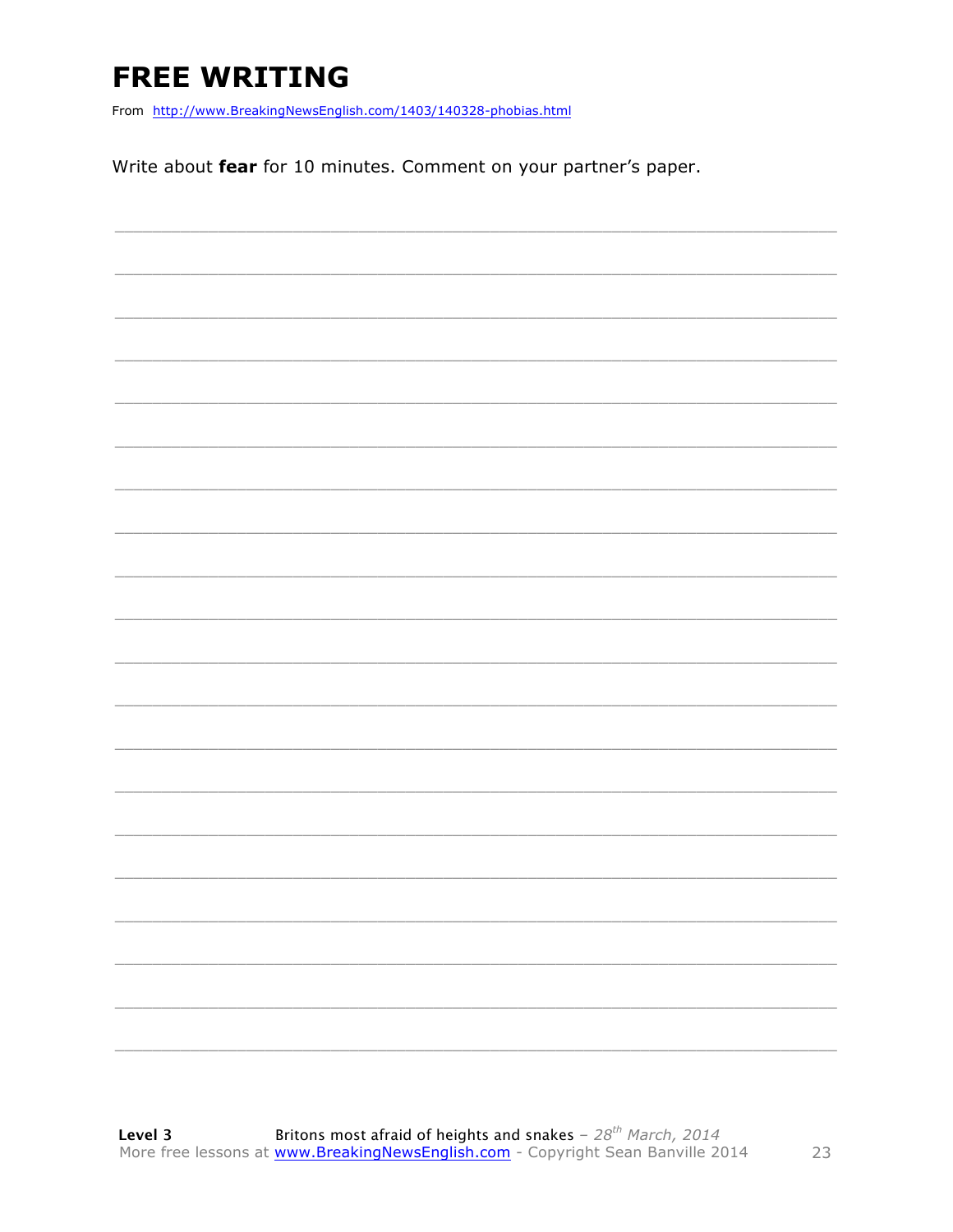# FREE WRITING

From http://www.BreakingNewsEnglish.com/1403/140328-phobias.html

Write about **fear** for 10 minutes. Comment on your partner's paper.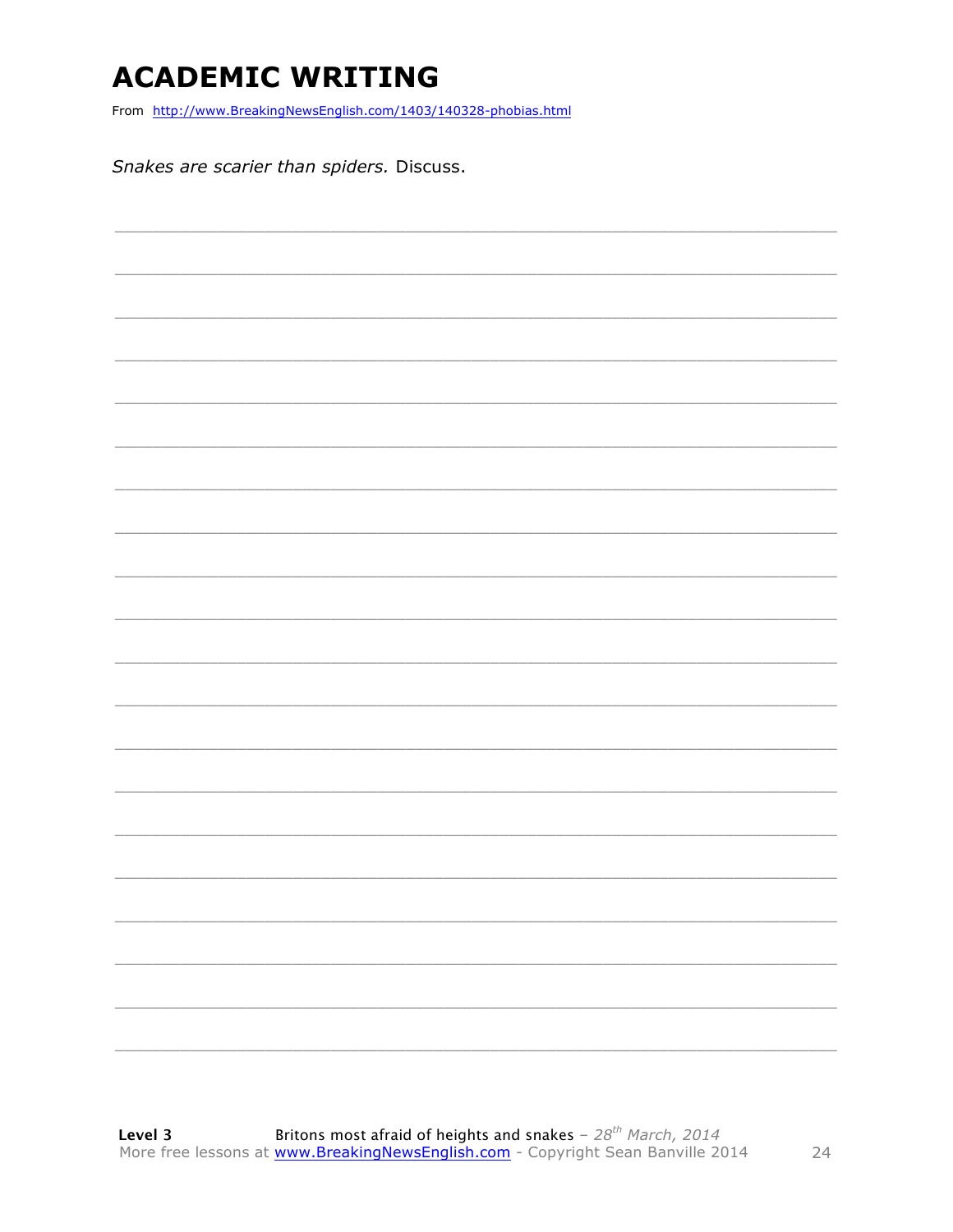# ACADEMIC WRITING

From http://www.BreakingNewsEnglish.com/1403/140328-phobias.html

*Snakes are scarier than spiders.* Discuss.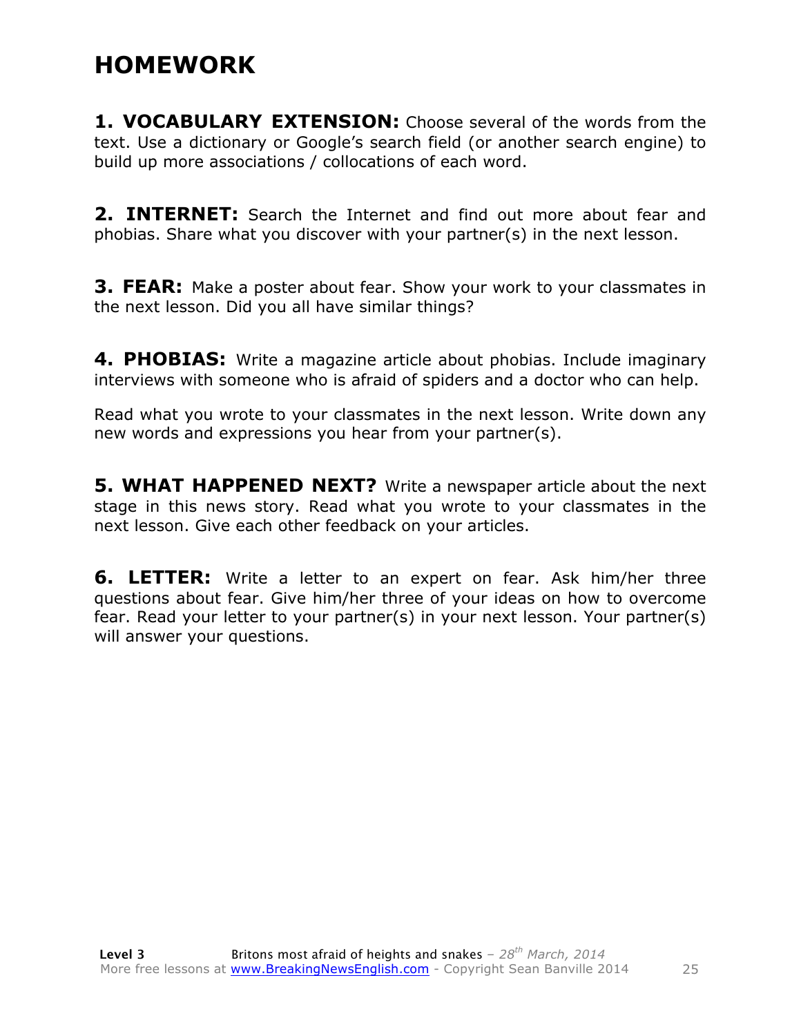# HOMEWORK

**1. VOCABULARY EXTENSION:** Choose several of the words from the text. Use a dictionary or Google's search field (or another search engine) to build up more associations / collocations of each word.

**2. INTERNET:** Search the Internet and find out more about fear and phobias. Share what you discover with your partner(s) in the next lesson.

**3. FEAR:** Make a poster about fear. Show your work to your classmates in the next lesson. Did you all have similar things?

**4. PHOBIAS:** Write a magazine article about phobias. Include imaginary interviews with someone who is afraid of spiders and a doctor who can help.

Read what you wrote to your classmates in the next lesson. Write down any new words and expressions you hear from your partner(s).

**5. WHAT HAPPENED NEXT?** Write a newspaper article about the next stage in this news story. Read what you wrote to your classmates in the next lesson. Give each other feedback on your articles.

**6. LETTER:** Write a letter to an expert on fear. Ask him/her three questions about fear. Give him/her three of your ideas on how to overcome fear. Read your letter to your partner(s) in your next lesson. Your partner(s) will answer your questions.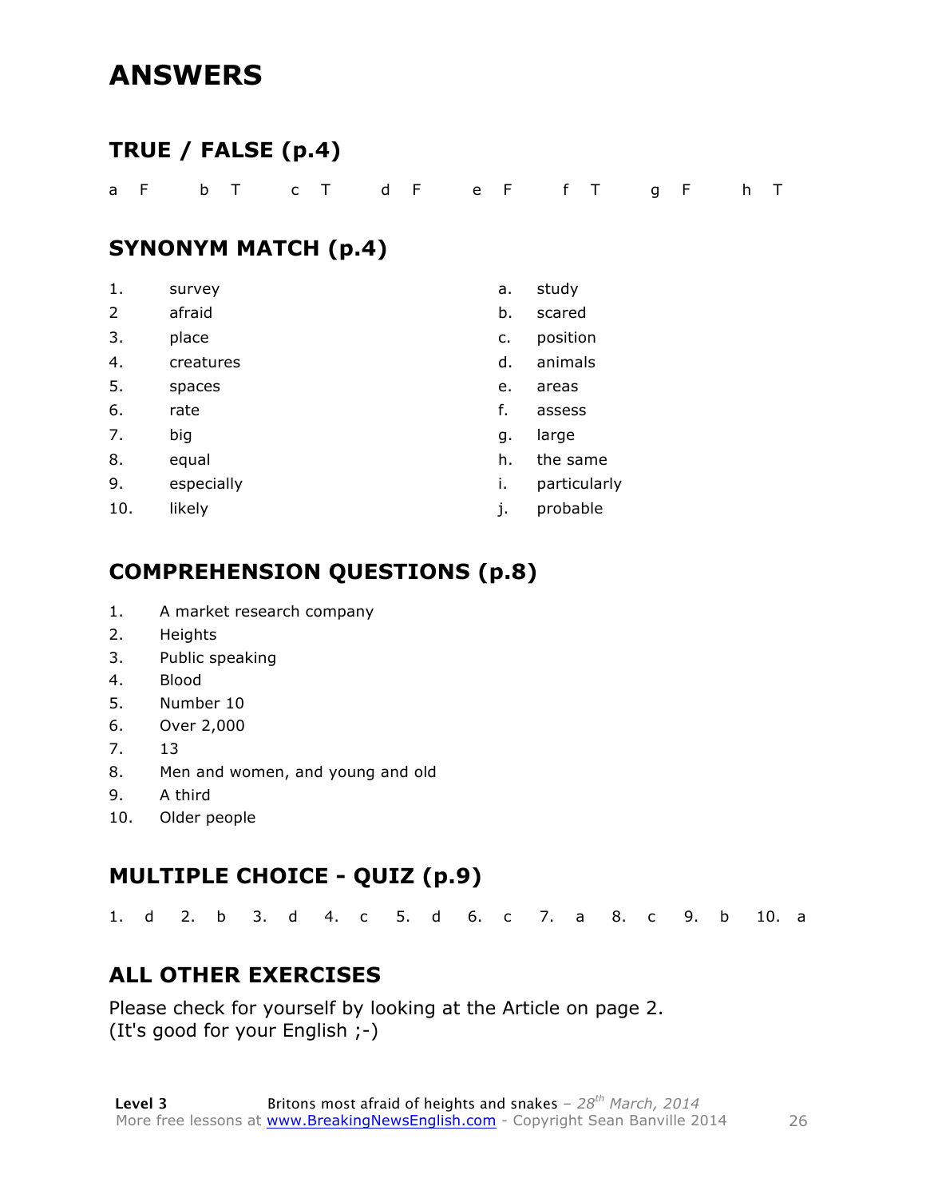# ANSWERS

## TRUE / FALSE (p.4)

a F b T c T d F e F f T g F h T

## SYNONYM MATCH (p.4)

| | | | |
|---|---|---|---|
| 1. | survey | a. | study |
| 2 | afraid | b. | scared |
| 3. | place | c. | position |
| 4. | creatures | d. | animals |
| 5. | spaces | e. | areas |
| 6. | rate | f. | assess |
| 7. | big | g. | large |
| 8. | equal | h. | the same |
| 9. | especially | i. | particularly |
| 10. | likely | j. | probable |

## COMPREHENSION QUESTIONS (p.8)

1. A market research company
2. Heights
3. Public speaking
4. Blood
5. Number 10
6. Over 2,000
7. 13
8. Men and women, and young and old
9. A third
10. Older people

## MULTIPLE CHOICE - QUIZ (p.9)

1. d 2. b 3. d 4. c 5. d 6. c 7. a 8. c 9. b 10. a

## ALL OTHER EXERCISES

Please check for yourself by looking at the Article on page 2.
(It's good for your English ;-)